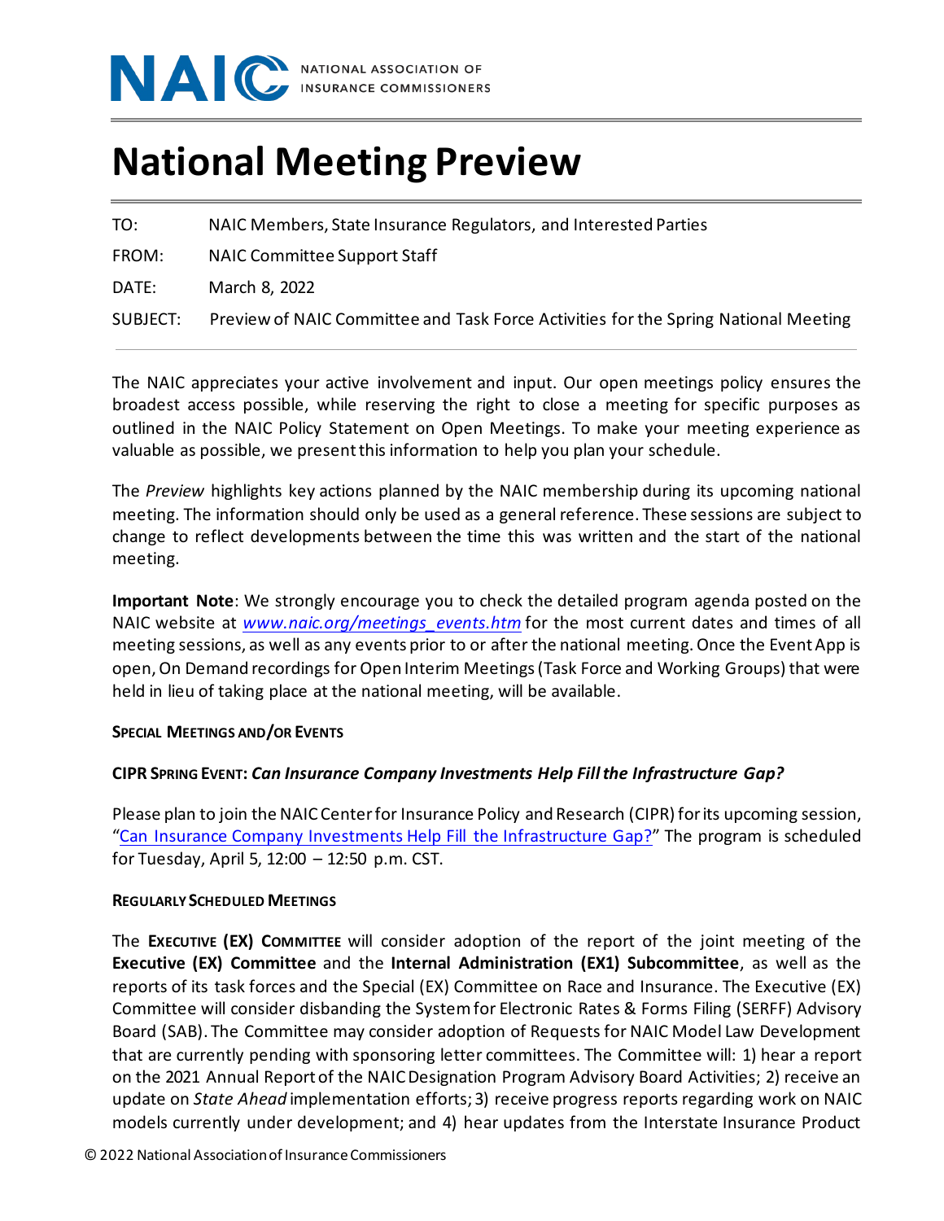NAIC NATIONAL ASSOCIATION OF INSURANCE COMMISSIONERS

# National Meeting Preview

TO: NAIC Members, State Insurance Regulators, and Interested Parties

FROM: NAIC Committee Support Staff

DATE: March 8, 2022

SUBJECT: Preview of NAIC Committee and Task Force Activities for the Spring National Meeting

The NAIC appreciates your active involvement and input. Our open meetings policy ensures the broadest access possible, while reserving the right to close a meeting for specific purposes as outlined in the NAIC Policy Statement on Open Meetings. To make your meeting experience as valuable as possible, we present this information to help you plan your schedule.

The *Preview* highlights key actions planned by the NAIC membership during its upcoming national meeting. The information should only be used as a general reference. These sessions are subject to change to reflect developments between the time this was written and the start of the national meeting.

**Important Note**: We strongly encourage you to check the detailed program agenda posted on the NAIC website at *www.naic.org/meetings_events.htm* for the most current dates and times of all meeting sessions, as well as any events prior to or after the national meeting. Once the Event App is open, On Demand recordings for Open Interim Meetings (Task Force and Working Groups) that were held in lieu of taking place at the national meeting, will be available.

#### SPECIAL MEETINGS AND/OR EVENTS

#### CIPR SPRING EVENT: *Can Insurance Company Investments Help Fill the Infrastructure Gap?*

Please plan to join the NAIC Center for Insurance Policy and Research (CIPR) for its upcoming session, "Can Insurance Company Investments Help Fill the Infrastructure Gap?" The program is scheduled for Tuesday, April 5, 12:00 – 12:50 p.m. CST.

#### REGULARLY SCHEDULED MEETINGS

The **EXECUTIVE (EX) COMMITTEE** will consider adoption of the report of the joint meeting of the **Executive (EX) Committee** and the **Internal Administration (EX1) Subcommittee**, as well as the reports of its task forces and the Special (EX) Committee on Race and Insurance. The Executive (EX) Committee will consider disbanding the System for Electronic Rates & Forms Filing (SERFF) Advisory Board (SAB). The Committee may consider adoption of Requests for NAIC Model Law Development that are currently pending with sponsoring letter committees. The Committee will: 1) hear a report on the 2021 Annual Report of the NAIC Designation Program Advisory Board Activities; 2) receive an update on *State Ahead* implementation efforts; 3) receive progress reports regarding work on NAIC models currently under development; and 4) hear updates from the Interstate Insurance Product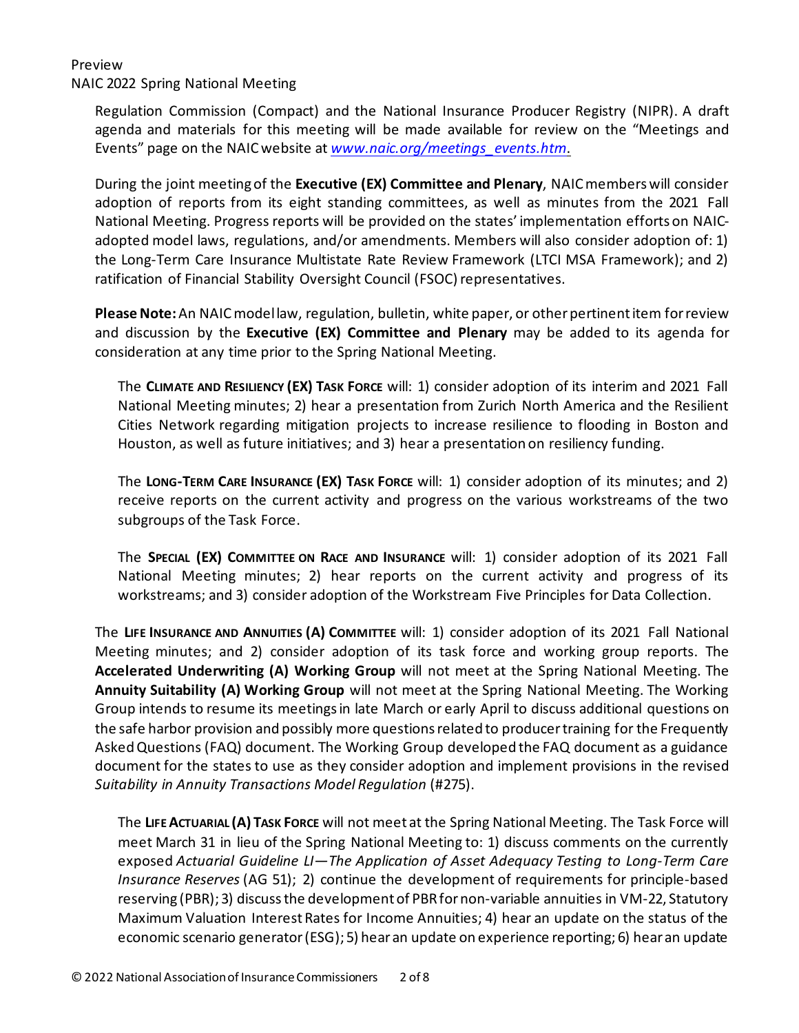Regulation Commission (Compact) and the National Insurance Producer Registry (NIPR). A draft agenda and materials for this meeting will be made available for review on the "Meetings and Events" page on the NAIC website at *www.naic.org/meetings_events.htm*.

During the joint meeting of the **Executive (EX) Committee and Plenary**, NAIC members will consider adoption of reports from its eight standing committees, as well as minutes from the 2021 Fall National Meeting. Progress reports will be provided on the states' implementation efforts on NAIC-adopted model laws, regulations, and/or amendments. Members will also consider adoption of: 1) the Long-Term Care Insurance Multistate Rate Review Framework (LTCI MSA Framework); and 2) ratification of Financial Stability Oversight Council (FSOC) representatives.

**Please Note:** An NAIC model law, regulation, bulletin, white paper, or other pertinent item for review and discussion by the **Executive (EX) Committee and Plenary** may be added to its agenda for consideration at any time prior to the Spring National Meeting.

The **CLIMATE AND RESILIENCY (EX) TASK FORCE** will: 1) consider adoption of its interim and 2021 Fall National Meeting minutes; 2) hear a presentation from Zurich North America and the Resilient Cities Network regarding mitigation projects to increase resilience to flooding in Boston and Houston, as well as future initiatives; and 3) hear a presentation on resiliency funding.

The **LONG-TERM CARE INSURANCE (EX) TASK FORCE** will: 1) consider adoption of its minutes; and 2) receive reports on the current activity and progress on the various workstreams of the two subgroups of the Task Force.

The **SPECIAL (EX) COMMITTEE ON RACE AND INSURANCE** will: 1) consider adoption of its 2021 Fall National Meeting minutes; 2) hear reports on the current activity and progress of its workstreams; and 3) consider adoption of the Workstream Five Principles for Data Collection.

The **LIFE INSURANCE AND ANNUITIES (A) COMMITTEE** will: 1) consider adoption of its 2021 Fall National Meeting minutes; and 2) consider adoption of its task force and working group reports. The **Accelerated Underwriting (A) Working Group** will not meet at the Spring National Meeting. The **Annuity Suitability (A) Working Group** will not meet at the Spring National Meeting. The Working Group intends to resume its meetings in late March or early April to discuss additional questions on the safe harbor provision and possibly more questions related to producer training for the Frequently Asked Questions (FAQ) document. The Working Group developed the FAQ document as a guidance document for the states to use as they consider adoption and implement provisions in the revised *Suitability in Annuity Transactions Model Regulation* (#275).

The **LIFE ACTUARIAL (A) TASK FORCE** will not meet at the Spring National Meeting. The Task Force will meet March 31 in lieu of the Spring National Meeting to: 1) discuss comments on the currently exposed *Actuarial Guideline LI—The Application of Asset Adequacy Testing to Long-Term Care Insurance Reserves* (AG 51); 2) continue the development of requirements for principle-based reserving (PBR); 3) discuss the development of PBR for non-variable annuities in VM-22, Statutory Maximum Valuation Interest Rates for Income Annuities; 4) hear an update on the status of the economic scenario generator (ESG); 5) hear an update on experience reporting; 6) hear an update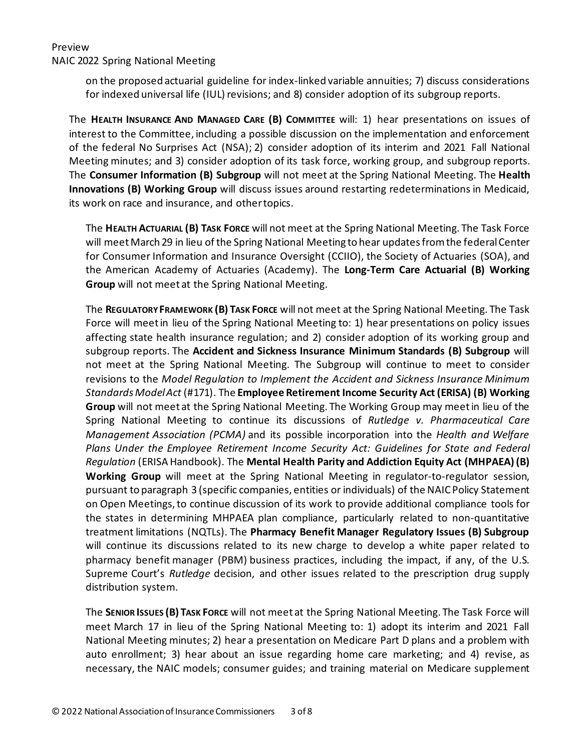on the proposed actuarial guideline for index-linked variable annuities; 7) discuss considerations for indexed universal life (IUL) revisions; and 8) consider adoption of its subgroup reports.

The **HEALTH INSURANCE AND MANAGED CARE (B) COMMITTEE** will: 1) hear presentations on issues of interest to the Committee, including a possible discussion on the implementation and enforcement of the federal No Surprises Act (NSA); 2) consider adoption of its interim and 2021 Fall National Meeting minutes; and 3) consider adoption of its task force, working group, and subgroup reports. The **Consumer Information (B) Subgroup** will not meet at the Spring National Meeting. The **Health Innovations (B) Working Group** will discuss issues around restarting redeterminations in Medicaid, its work on race and insurance, and other topics.

The **HEALTH ACTUARIAL (B) TASK FORCE** will not meet at the Spring National Meeting. The Task Force will meet March 29 in lieu of the Spring National Meeting to hear updates from the federal Center for Consumer Information and Insurance Oversight (CCIIO), the Society of Actuaries (SOA), and the American Academy of Actuaries (Academy). The **Long-Term Care Actuarial (B) Working Group** will not meet at the Spring National Meeting.

The **REGULATORY FRAMEWORK (B) TASK FORCE** will not meet at the Spring National Meeting. The Task Force will meet in lieu of the Spring National Meeting to: 1) hear presentations on policy issues affecting state health insurance regulation; and 2) consider adoption of its working group and subgroup reports. The **Accident and Sickness Insurance Minimum Standards (B) Subgroup** will not meet at the Spring National Meeting. The Subgroup will continue to meet to consider revisions to the *Model Regulation to Implement the Accident and Sickness Insurance Minimum Standards Model Act* (#171). The **Employee Retirement Income Security Act (ERISA) (B) Working Group** will not meet at the Spring National Meeting. The Working Group may meet in lieu of the Spring National Meeting to continue its discussions of *Rutledge v. Pharmaceutical Care Management Association (PCMA)* and its possible incorporation into the *Health and Welfare Plans Under the Employee Retirement Income Security Act: Guidelines for State and Federal Regulation* (ERISA Handbook). The **Mental Health Parity and Addiction Equity Act (MHPAEA) (B) Working Group** will meet at the Spring National Meeting in regulator-to-regulator session, pursuant to paragraph 3 (specific companies, entities or individuals) of the NAIC Policy Statement on Open Meetings, to continue discussion of its work to provide additional compliance tools for the states in determining MHPAEA plan compliance, particularly related to non-quantitative treatment limitations (NQTLs). The **Pharmacy Benefit Manager Regulatory Issues (B) Subgroup** will continue its discussions related to its new charge to develop a white paper related to pharmacy benefit manager (PBM) business practices, including the impact, if any, of the U.S. Supreme Court's *Rutledge* decision, and other issues related to the prescription drug supply distribution system.

The **SENIOR ISSUES (B) TASK FORCE** will not meet at the Spring National Meeting. The Task Force will meet March 17 in lieu of the Spring National Meeting to: 1) adopt its interim and 2021 Fall National Meeting minutes; 2) hear a presentation on Medicare Part D plans and a problem with auto enrollment; 3) hear about an issue regarding home care marketing; and 4) revise, as necessary, the NAIC models; consumer guides; and training material on Medicare supplement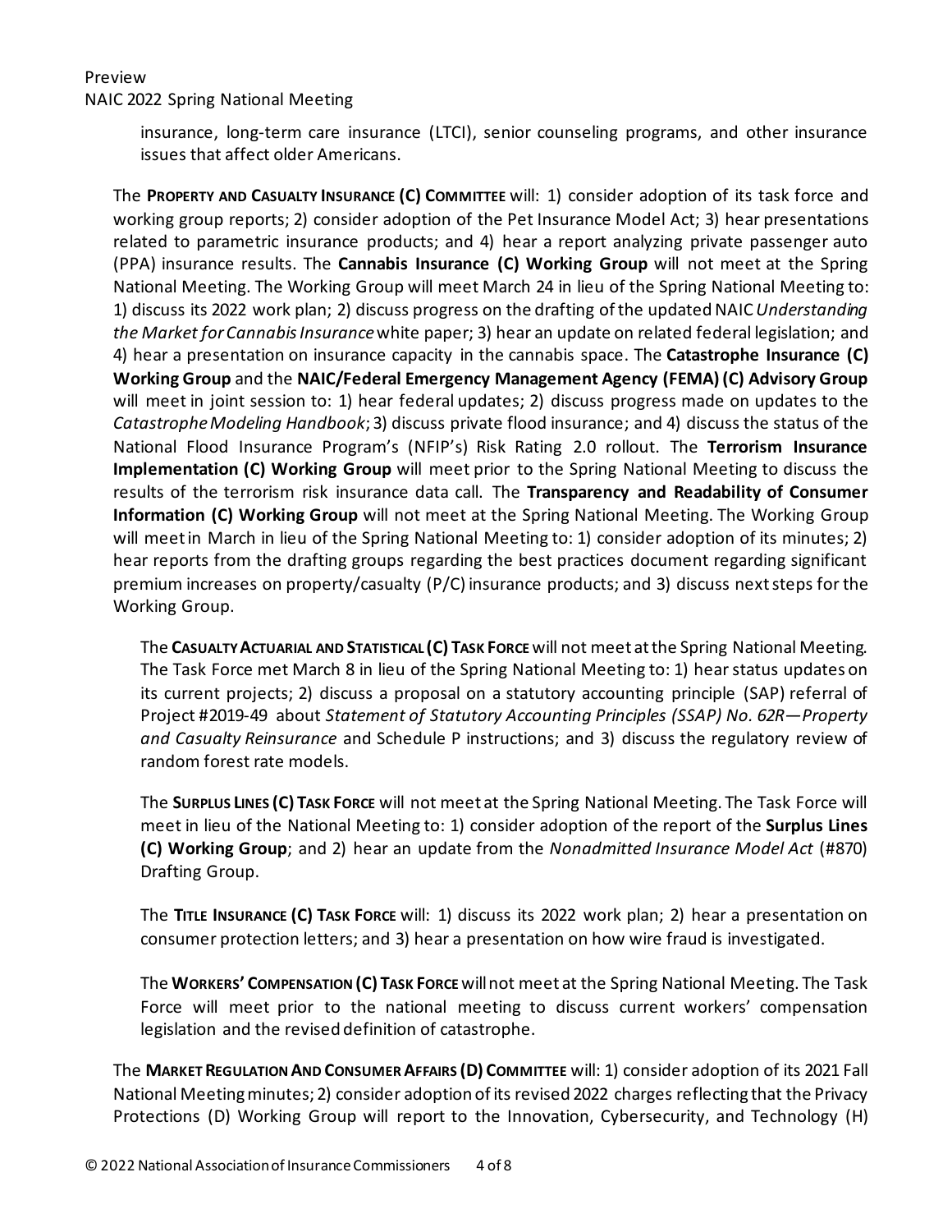insurance, long-term care insurance (LTCI), senior counseling programs, and other insurance issues that affect older Americans.

The **PROPERTY AND CASUALTY INSURANCE (C) COMMITTEE** will: 1) consider adoption of its task force and working group reports; 2) consider adoption of the Pet Insurance Model Act; 3) hear presentations related to parametric insurance products; and 4) hear a report analyzing private passenger auto (PPA) insurance results. The **Cannabis Insurance (C) Working Group** will not meet at the Spring National Meeting. The Working Group will meet March 24 in lieu of the Spring National Meeting to: 1) discuss its 2022 work plan; 2) discuss progress on the drafting of the updated NAIC *Understanding the Market for Cannabis Insurance* white paper; 3) hear an update on related federal legislation; and 4) hear a presentation on insurance capacity in the cannabis space. The **Catastrophe Insurance (C) Working Group** and the **NAIC/Federal Emergency Management Agency (FEMA) (C) Advisory Group** will meet in joint session to: 1) hear federal updates; 2) discuss progress made on updates to the *Catastrophe Modeling Handbook*; 3) discuss private flood insurance; and 4) discuss the status of the National Flood Insurance Program's (NFIP's) Risk Rating 2.0 rollout. The **Terrorism Insurance Implementation (C) Working Group** will meet prior to the Spring National Meeting to discuss the results of the terrorism risk insurance data call. The **Transparency and Readability of Consumer Information (C) Working Group** will not meet at the Spring National Meeting. The Working Group will meet in March in lieu of the Spring National Meeting to: 1) consider adoption of its minutes; 2) hear reports from the drafting groups regarding the best practices document regarding significant premium increases on property/casualty (P/C) insurance products; and 3) discuss next steps for the Working Group.

The **CASUALTY ACTUARIAL AND STATISTICAL (C) TASK FORCE** will not meet at the Spring National Meeting. The Task Force met March 8 in lieu of the Spring National Meeting to: 1) hear status updates on its current projects; 2) discuss a proposal on a statutory accounting principle (SAP) referral of Project #2019-49 about *Statement of Statutory Accounting Principles (SSAP) No. 62R—Property and Casualty Reinsurance* and Schedule P instructions; and 3) discuss the regulatory review of random forest rate models.

The **SURPLUS LINES (C) TASK FORCE** will not meet at the Spring National Meeting. The Task Force will meet in lieu of the National Meeting to: 1) consider adoption of the report of the **Surplus Lines (C) Working Group**; and 2) hear an update from the *Nonadmitted Insurance Model Act* (#870) Drafting Group.

The **TITLE INSURANCE (C) TASK FORCE** will: 1) discuss its 2022 work plan; 2) hear a presentation on consumer protection letters; and 3) hear a presentation on how wire fraud is investigated.

The **WORKERS' COMPENSATION (C) TASK FORCE** will not meet at the Spring National Meeting. The Task Force will meet prior to the national meeting to discuss current workers' compensation legislation and the revised definition of catastrophe.

The **MARKET REGULATION AND CONSUMER AFFAIRS (D) COMMITTEE** will: 1) consider adoption of its 2021 Fall National Meeting minutes; 2) consider adoption of its revised 2022 charges reflecting that the Privacy Protections (D) Working Group will report to the Innovation, Cybersecurity, and Technology (H)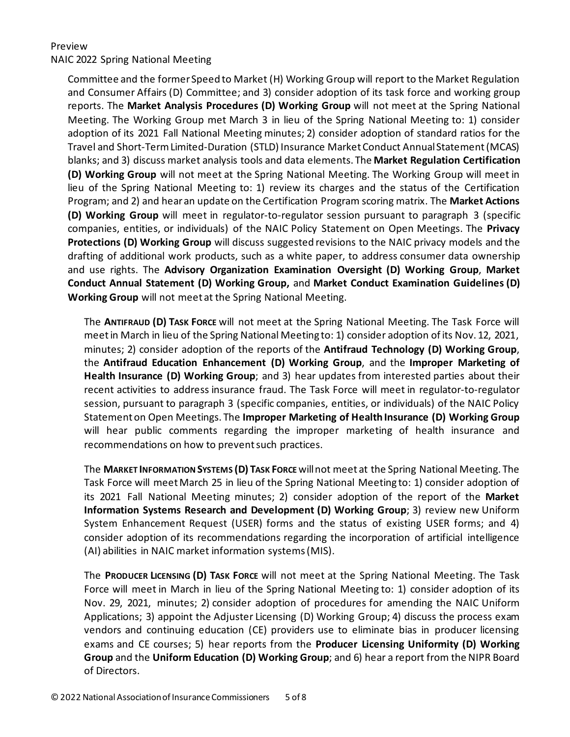Committee and the former Speed to Market (H) Working Group will report to the Market Regulation and Consumer Affairs (D) Committee; and 3) consider adoption of its task force and working group reports. The **Market Analysis Procedures (D) Working Group** will not meet at the Spring National Meeting. The Working Group met March 3 in lieu of the Spring National Meeting to: 1) consider adoption of its 2021 Fall National Meeting minutes; 2) consider adoption of standard ratios for the Travel and Short-Term Limited-Duration (STLD) Insurance Market Conduct Annual Statement (MCAS) blanks; and 3) discuss market analysis tools and data elements. The **Market Regulation Certification (D) Working Group** will not meet at the Spring National Meeting. The Working Group will meet in lieu of the Spring National Meeting to: 1) review its charges and the status of the Certification Program; and 2) and hear an update on the Certification Program scoring matrix. The **Market Actions (D) Working Group** will meet in regulator-to-regulator session pursuant to paragraph 3 (specific companies, entities, or individuals) of the NAIC Policy Statement on Open Meetings. The **Privacy Protections (D) Working Group** will discuss suggested revisions to the NAIC privacy models and the drafting of additional work products, such as a white paper, to address consumer data ownership and use rights. The **Advisory Organization Examination Oversight (D) Working Group**, **Market Conduct Annual Statement (D) Working Group,** and **Market Conduct Examination Guidelines (D) Working Group** will not meet at the Spring National Meeting.

The **ANTIFRAUD (D) TASK FORCE** will not meet at the Spring National Meeting. The Task Force will meet in March in lieu of the Spring National Meeting to: 1) consider adoption of its Nov. 12, 2021, minutes; 2) consider adoption of the reports of the **Antifraud Technology (D) Working Group**, the **Antifraud Education Enhancement (D) Working Group**, and the **Improper Marketing of Health Insurance (D) Working Group**; and 3) hear updates from interested parties about their recent activities to address insurance fraud. The Task Force will meet in regulator-to-regulator session, pursuant to paragraph 3 (specific companies, entities, or individuals) of the NAIC Policy Statement on Open Meetings. The **Improper Marketing of Health Insurance (D) Working Group** will hear public comments regarding the improper marketing of health insurance and recommendations on how to prevent such practices.

The **MARKET INFORMATION SYSTEMS (D) TASK FORCE** will not meet at the Spring National Meeting. The Task Force will meet March 25 in lieu of the Spring National Meeting to: 1) consider adoption of its 2021 Fall National Meeting minutes; 2) consider adoption of the report of the **Market Information Systems Research and Development (D) Working Group**; 3) review new Uniform System Enhancement Request (USER) forms and the status of existing USER forms; and 4) consider adoption of its recommendations regarding the incorporation of artificial intelligence (AI) abilities in NAIC market information systems (MIS).

The **PRODUCER LICENSING (D) TASK FORCE** will not meet at the Spring National Meeting. The Task Force will meet in March in lieu of the Spring National Meeting to: 1) consider adoption of its Nov. 29, 2021, minutes; 2) consider adoption of procedures for amending the NAIC Uniform Applications; 3) appoint the Adjuster Licensing (D) Working Group; 4) discuss the process exam vendors and continuing education (CE) providers use to eliminate bias in producer licensing exams and CE courses; 5) hear reports from the **Producer Licensing Uniformity (D) Working Group** and the **Uniform Education (D) Working Group**; and 6) hear a report from the NIPR Board of Directors.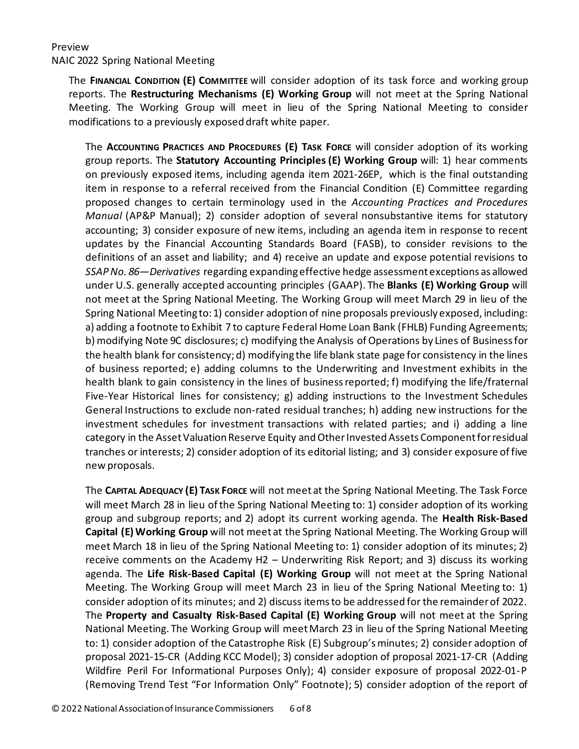The **Financial Condition (E) Committee** will consider adoption of its task force and working group reports. The **Restructuring Mechanisms (E) Working Group** will not meet at the Spring National Meeting. The Working Group will meet in lieu of the Spring National Meeting to consider modifications to a previously exposed draft white paper.

The **Accounting Practices and Procedures (E) Task Force** will consider adoption of its working group reports. The **Statutory Accounting Principles (E) Working Group** will: 1) hear comments on previously exposed items, including agenda item 2021-26EP, which is the final outstanding item in response to a referral received from the Financial Condition (E) Committee regarding proposed changes to certain terminology used in the *Accounting Practices and Procedures Manual* (AP&P Manual); 2) consider adoption of several nonsubstantive items for statutory accounting; 3) consider exposure of new items, including an agenda item in response to recent updates by the Financial Accounting Standards Board (FASB), to consider revisions to the definitions of an asset and liability; and 4) receive an update and expose potential revisions to *SSAP No. 86—Derivatives* regarding expanding effective hedge assessment exceptions as allowed under U.S. generally accepted accounting principles (GAAP). The **Blanks (E) Working Group** will not meet at the Spring National Meeting. The Working Group will meet March 29 in lieu of the Spring National Meeting to: 1) consider adoption of nine proposals previously exposed, including: a) adding a footnote to Exhibit 7 to capture Federal Home Loan Bank (FHLB) Funding Agreements; b) modifying Note 9C disclosures; c) modifying the Analysis of Operations by Lines of Business for the health blank for consistency; d) modifying the life blank state page for consistency in the lines of business reported; e) adding columns to the Underwriting and Investment exhibits in the health blank to gain consistency in the lines of business reported; f) modifying the life/fraternal Five-Year Historical lines for consistency; g) adding instructions to the Investment Schedules General Instructions to exclude non-rated residual tranches; h) adding new instructions for the investment schedules for investment transactions with related parties; and i) adding a line category in the Asset Valuation Reserve Equity and Other Invested Assets Component for residual tranches or interests; 2) consider adoption of its editorial listing; and 3) consider exposure of five new proposals.

The **Capital Adequacy (E) Task Force** will not meet at the Spring National Meeting. The Task Force will meet March 28 in lieu of the Spring National Meeting to: 1) consider adoption of its working group and subgroup reports; and 2) adopt its current working agenda. The **Health Risk-Based Capital (E) Working Group** will not meet at the Spring National Meeting. The Working Group will meet March 18 in lieu of the Spring National Meeting to: 1) consider adoption of its minutes; 2) receive comments on the Academy H2 – Underwriting Risk Report; and 3) discuss its working agenda. The **Life Risk-Based Capital (E) Working Group** will not meet at the Spring National Meeting. The Working Group will meet March 23 in lieu of the Spring National Meeting to: 1) consider adoption of its minutes; and 2) discuss items to be addressed for the remainder of 2022. The **Property and Casualty Risk-Based Capital (E) Working Group** will not meet at the Spring National Meeting. The Working Group will meet March 23 in lieu of the Spring National Meeting to: 1) consider adoption of the Catastrophe Risk (E) Subgroup's minutes; 2) consider adoption of proposal 2021-15-CR (Adding KCC Model); 3) consider adoption of proposal 2021-17-CR (Adding Wildfire Peril For Informational Purposes Only); 4) consider exposure of proposal 2022-01-P (Removing Trend Test "For Information Only" Footnote); 5) consider adoption of the report of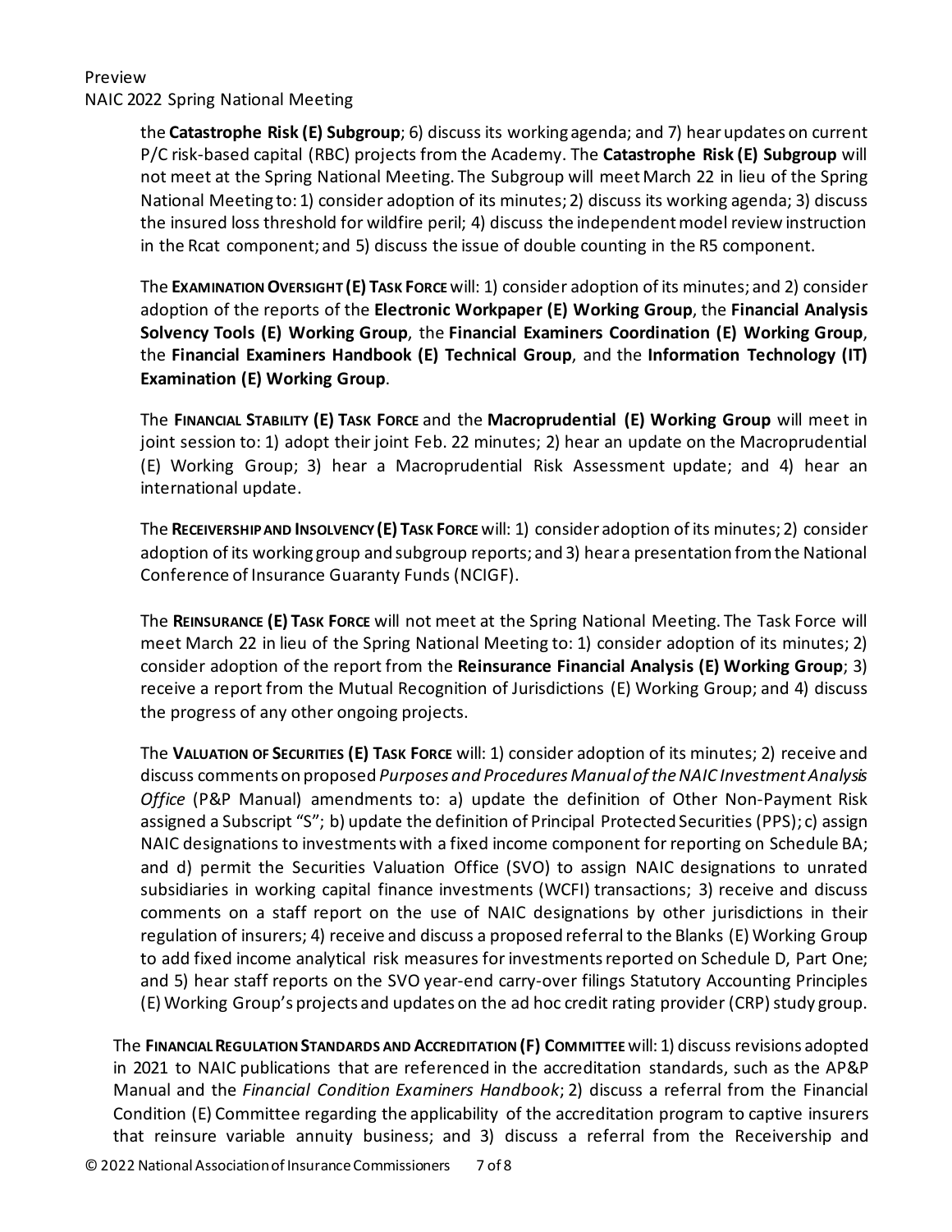the **Catastrophe Risk (E) Subgroup**; 6) discuss its working agenda; and 7) hear updates on current P/C risk-based capital (RBC) projects from the Academy. The **Catastrophe Risk (E) Subgroup** will not meet at the Spring National Meeting. The Subgroup will meet March 22 in lieu of the Spring National Meeting to: 1) consider adoption of its minutes; 2) discuss its working agenda; 3) discuss the insured loss threshold for wildfire peril; 4) discuss the independent model review instruction in the Rcat component; and 5) discuss the issue of double counting in the R5 component.

The **Examination Oversight (E) Task Force** will: 1) consider adoption of its minutes; and 2) consider adoption of the reports of the **Electronic Workpaper (E) Working Group**, the **Financial Analysis Solvency Tools (E) Working Group**, the **Financial Examiners Coordination (E) Working Group**, the **Financial Examiners Handbook (E) Technical Group**, and the **Information Technology (IT) Examination (E) Working Group**.

The **Financial Stability (E) Task Force** and the **Macroprudential (E) Working Group** will meet in joint session to: 1) adopt their joint Feb. 22 minutes; 2) hear an update on the Macroprudential (E) Working Group; 3) hear a Macroprudential Risk Assessment update; and 4) hear an international update.

The **Receivership and Insolvency (E) Task Force** will: 1) consider adoption of its minutes; 2) consider adoption of its working group and subgroup reports; and 3) hear a presentation from the National Conference of Insurance Guaranty Funds (NCIGF).

The **Reinsurance (E) Task Force** will not meet at the Spring National Meeting. The Task Force will meet March 22 in lieu of the Spring National Meeting to: 1) consider adoption of its minutes; 2) consider adoption of the report from the **Reinsurance Financial Analysis (E) Working Group**; 3) receive a report from the Mutual Recognition of Jurisdictions (E) Working Group; and 4) discuss the progress of any other ongoing projects.

The **Valuation of Securities (E) Task Force** will: 1) consider adoption of its minutes; 2) receive and discuss comments on proposed *Purposes and Procedures Manual of the NAIC Investment Analysis Office* (P&P Manual) amendments to: a) update the definition of Other Non-Payment Risk assigned a Subscript "S"; b) update the definition of Principal Protected Securities (PPS); c) assign NAIC designations to investments with a fixed income component for reporting on Schedule BA; and d) permit the Securities Valuation Office (SVO) to assign NAIC designations to unrated subsidiaries in working capital finance investments (WCFI) transactions; 3) receive and discuss comments on a staff report on the use of NAIC designations by other jurisdictions in their regulation of insurers; 4) receive and discuss a proposed referral to the Blanks (E) Working Group to add fixed income analytical risk measures for investments reported on Schedule D, Part One; and 5) hear staff reports on the SVO year-end carry-over filings Statutory Accounting Principles (E) Working Group's projects and updates on the ad hoc credit rating provider (CRP) study group.

The **Financial Regulation Standards and Accreditation (F) Committee** will: 1) discuss revisions adopted in 2021 to NAIC publications that are referenced in the accreditation standards, such as the AP&P Manual and the *Financial Condition Examiners Handbook*; 2) discuss a referral from the Financial Condition (E) Committee regarding the applicability of the accreditation program to captive insurers that reinsure variable annuity business; and 3) discuss a referral from the Receivership and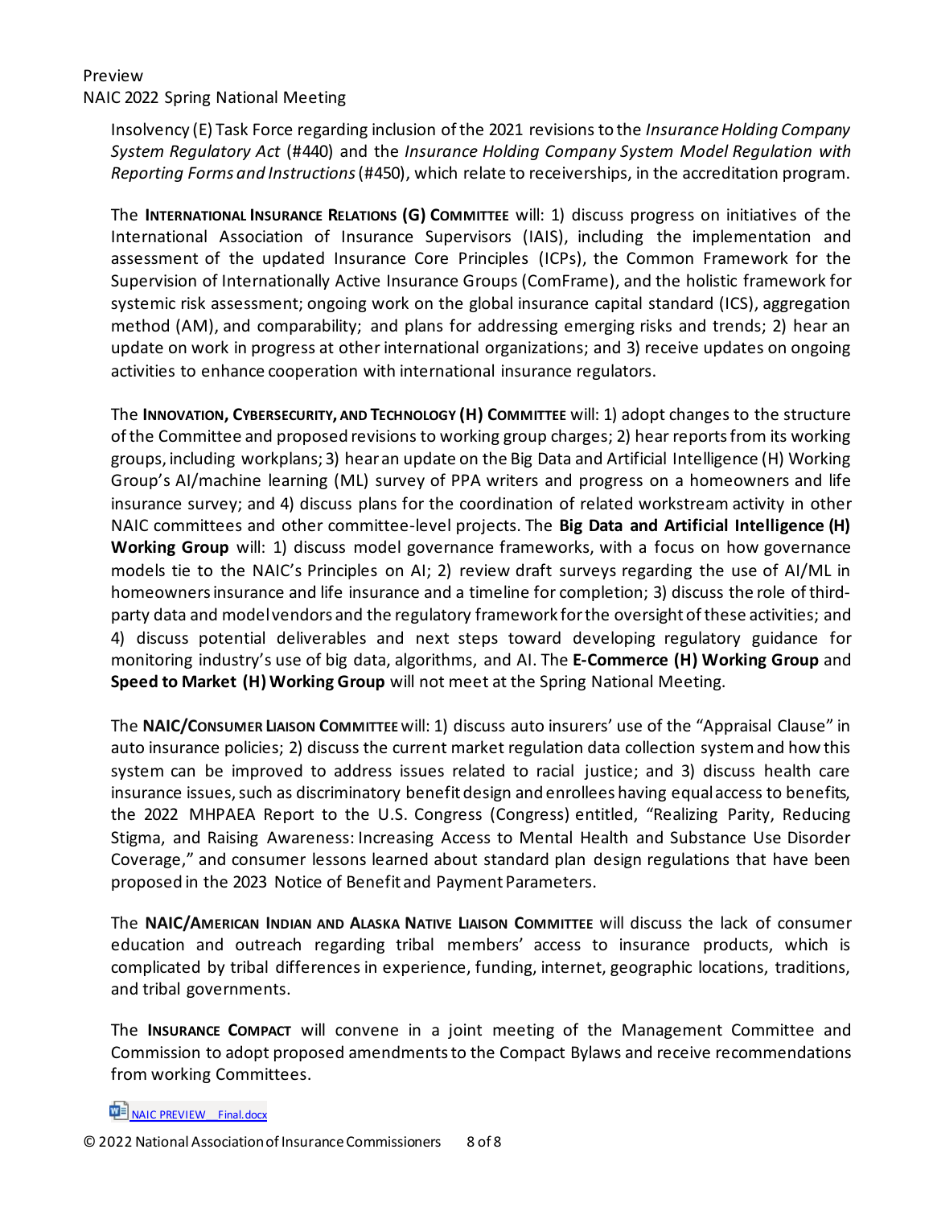Insolvency (E) Task Force regarding inclusion of the 2021 revisions to the *Insurance Holding Company System Regulatory Act* (#440) and the *Insurance Holding Company System Model Regulation with Reporting Forms and Instructions* (#450), which relate to receiverships, in the accreditation program.

The **INTERNATIONAL INSURANCE RELATIONS (G) COMMITTEE** will: 1) discuss progress on initiatives of the International Association of Insurance Supervisors (IAIS), including the implementation and assessment of the updated Insurance Core Principles (ICPs), the Common Framework for the Supervision of Internationally Active Insurance Groups (ComFrame), and the holistic framework for systemic risk assessment; ongoing work on the global insurance capital standard (ICS), aggregation method (AM), and comparability; and plans for addressing emerging risks and trends; 2) hear an update on work in progress at other international organizations; and 3) receive updates on ongoing activities to enhance cooperation with international insurance regulators.

The **INNOVATION, CYBERSECURITY, AND TECHNOLOGY (H) COMMITTEE** will: 1) adopt changes to the structure of the Committee and proposed revisions to working group charges; 2) hear reports from its working groups, including workplans; 3) hear an update on the Big Data and Artificial Intelligence (H) Working Group's AI/machine learning (ML) survey of PPA writers and progress on a homeowners and life insurance survey; and 4) discuss plans for the coordination of related workstream activity in other NAIC committees and other committee-level projects. The **Big Data and Artificial Intelligence (H) Working Group** will: 1) discuss model governance frameworks, with a focus on how governance models tie to the NAIC's Principles on AI; 2) review draft surveys regarding the use of AI/ML in homeowners insurance and life insurance and a timeline for completion; 3) discuss the role of third-party data and model vendors and the regulatory framework for the oversight of these activities; and 4) discuss potential deliverables and next steps toward developing regulatory guidance for monitoring industry's use of big data, algorithms, and AI. The **E-Commerce (H) Working Group** and **Speed to Market (H) Working Group** will not meet at the Spring National Meeting.

The **NAIC/CONSUMER LIAISON COMMITTEE** will: 1) discuss auto insurers' use of the "Appraisal Clause" in auto insurance policies; 2) discuss the current market regulation data collection system and how this system can be improved to address issues related to racial justice; and 3) discuss health care insurance issues, such as discriminatory benefit design and enrollees having equal access to benefits, the 2022 MHPAEA Report to the U.S. Congress (Congress) entitled, "Realizing Parity, Reducing Stigma, and Raising Awareness: Increasing Access to Mental Health and Substance Use Disorder Coverage," and consumer lessons learned about standard plan design regulations that have been proposed in the 2023 Notice of Benefit and Payment Parameters.

The **NAIC/AMERICAN INDIAN AND ALASKA NATIVE LIAISON COMMITTEE** will discuss the lack of consumer education and outreach regarding tribal members' access to insurance products, which is complicated by tribal differences in experience, funding, internet, geographic locations, traditions, and tribal governments.

The **INSURANCE COMPACT** will convene in a joint meeting of the Management Committee and Commission to adopt proposed amendments to the Compact Bylaws and receive recommendations from working Committees.

NAIC PREVIEW _ Final.docx